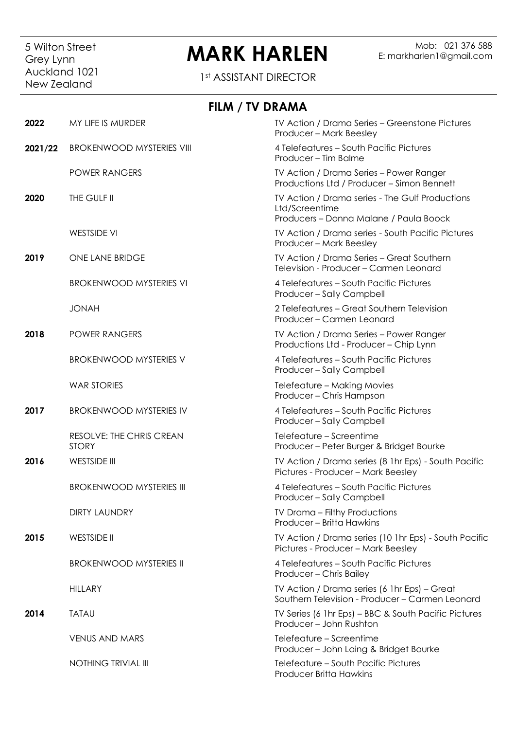5 Wilton Street
Grey Lynn
Auckland 1021
New Zealand

# MARK HARLEN

1st ASSISTANT DIRECTOR

Mob: 021 376 588
E: markharlen1@gmail.com

## FILM / TV DRAMA

| Year | Title | Details |
|---|---|---|
| **2022** | MY LIFE IS MURDER | TV Action / Drama Series – Greenstone Pictures<br>Producer – Mark Beesley |
| **2021/22** | BROKENWOOD MYSTERIES VIII | 4 Telefeatures – South Pacific Pictures<br>Producer – Tim Balme |
| | POWER RANGERS | TV Action / Drama Series – Power Ranger Productions Ltd / Producer – Simon Bennett |
| **2020** | THE GULF II | TV Action / Drama series - The Gulf Productions Ltd/Screentime<br>Producers – Donna Malane / Paula Boock |
| | WESTSIDE VI | TV Action / Drama series - South Pacific Pictures<br>Producer – Mark Beesley |
| **2019** | ONE LANE BRIDGE | TV Action / Drama Series – Great Southern Television - Producer – Carmen Leonard |
| | BROKENWOOD MYSTERIES VI | 4 Telefeatures – South Pacific Pictures<br>Producer – Sally Campbell |
| | JONAH | 2 Telefeatures – Great Southern Television<br>Producer – Carmen Leonard |
| **2018** | POWER RANGERS | TV Action / Drama Series – Power Ranger Productions Ltd - Producer – Chip Lynn |
| | BROKENWOOD MYSTERIES V | 4 Telefeatures – South Pacific Pictures<br>Producer – Sally Campbell |
| | WAR STORIES | Telefeature – Making Movies<br>Producer – Chris Hampson |
| **2017** | BROKENWOOD MYSTERIES IV | 4 Telefeatures – South Pacific Pictures<br>Producer – Sally Campbell |
| | RESOLVE: THE CHRIS CREAN STORY | Telefeature – Screentime<br>Producer – Peter Burger & Bridget Bourke |
| **2016** | WESTSIDE III | TV Action / Drama series (8 1hr Eps) - South Pacific Pictures - Producer – Mark Beesley |
| | BROKENWOOD MYSTERIES III | 4 Telefeatures – South Pacific Pictures<br>Producer – Sally Campbell |
| | DIRTY LAUNDRY | TV Drama – Filthy Productions<br>Producer – Britta Hawkins |
| **2015** | WESTSIDE II | TV Action / Drama series (10 1hr Eps) - South Pacific Pictures - Producer – Mark Beesley |
| | BROKENWOOD MYSTERIES II | 4 Telefeatures – South Pacific Pictures<br>Producer – Chris Bailey |
| | HILLARY | TV Action / Drama series (6 1hr Eps) – Great Southern Television - Producer – Carmen Leonard |
| **2014** | TATAU | TV Series (6 1hr Eps) – BBC & South Pacific Pictures<br>Producer – John Rushton |
| | VENUS AND MARS | Telefeature – Screentime<br>Producer – John Laing & Bridget Bourke |
| | NOTHING TRIVIAL III | Telefeature – South Pacific Pictures<br>Producer Britta Hawkins |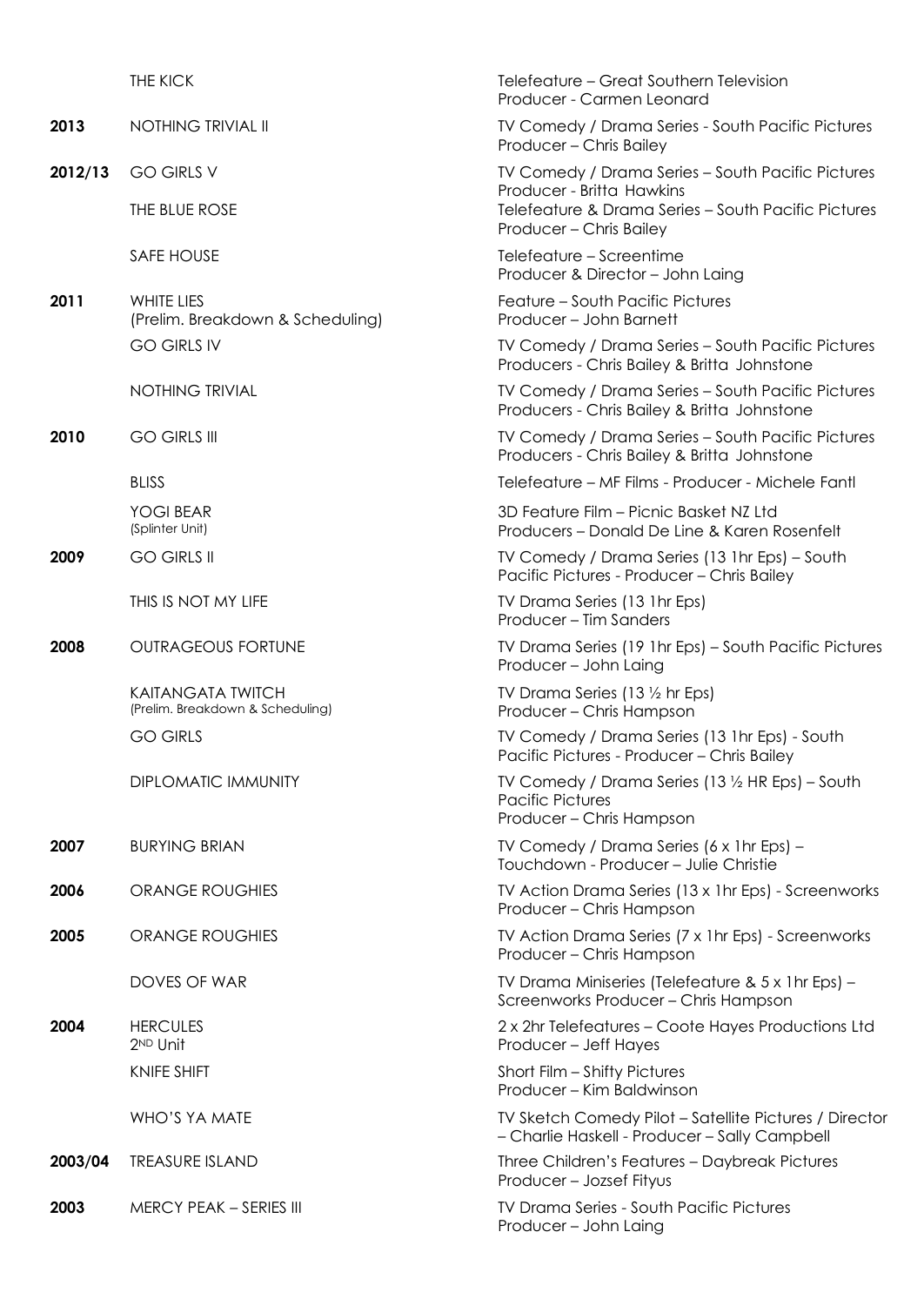| | | |
|---|---|---|
| | THE KICK | Telefeature – Great Southern Television<br>Producer - Carmen Leonard |
| **2013** | NOTHING TRIVIAL II | TV Comedy / Drama Series - South Pacific Pictures<br>Producer – Chris Bailey |
| **2012/13** | GO GIRLS V | TV Comedy / Drama Series – South Pacific Pictures<br>Producer - Britta Hawkins |
| | THE BLUE ROSE | Telefeature & Drama Series – South Pacific Pictures<br>Producer – Chris Bailey |
| | SAFE HOUSE | Telefeature – Screentime<br>Producer & Director – John Laing |
| **2011** | WHITE LIES<br>(Prelim. Breakdown & Scheduling) | Feature – South Pacific Pictures<br>Producer – John Barnett |
| | GO GIRLS IV | TV Comedy / Drama Series – South Pacific Pictures<br>Producers - Chris Bailey & Britta Johnstone |
| | NOTHING TRIVIAL | TV Comedy / Drama Series – South Pacific Pictures<br>Producers - Chris Bailey & Britta Johnstone |
| **2010** | GO GIRLS III | TV Comedy / Drama Series – South Pacific Pictures<br>Producers - Chris Bailey & Britta Johnstone |
| | BLISS | Telefeature – MF Films - Producer - Michele Fantl |
| | YOGI BEAR<br>(Splinter Unit) | 3D Feature Film – Picnic Basket NZ Ltd<br>Producers – Donald De Line & Karen Rosenfelt |
| **2009** | GO GIRLS II | TV Comedy / Drama Series (13 1hr Eps) – South Pacific Pictures - Producer – Chris Bailey |
| | THIS IS NOT MY LIFE | TV Drama Series (13 1hr Eps)<br>Producer – Tim Sanders |
| **2008** | OUTRAGEOUS FORTUNE | TV Drama Series (19 1hr Eps) – South Pacific Pictures<br>Producer – John Laing |
| | KAITANGATA TWITCH<br>(Prelim. Breakdown & Scheduling) | TV Drama Series (13 ½ hr Eps)<br>Producer – Chris Hampson |
| | GO GIRLS | TV Comedy / Drama Series (13 1hr Eps) - South Pacific Pictures - Producer – Chris Bailey |
| | DIPLOMATIC IMMUNITY | TV Comedy / Drama Series (13 ½ HR Eps) – South Pacific Pictures<br>Producer – Chris Hampson |
| **2007** | BURYING BRIAN | TV Comedy / Drama Series (6 x 1hr Eps) – Touchdown - Producer – Julie Christie |
| **2006** | ORANGE ROUGHIES | TV Action Drama Series (13 x 1hr Eps) - Screenworks<br>Producer – Chris Hampson |
| **2005** | ORANGE ROUGHIES | TV Action Drama Series (7 x 1hr Eps) - Screenworks<br>Producer – Chris Hampson |
| | DOVES OF WAR | TV Drama Miniseries (Telefeature & 5 x 1hr Eps) – Screenworks Producer – Chris Hampson |
| **2004** | HERCULES<br>2ND Unit | 2 x 2hr Telefeatures – Coote Hayes Productions Ltd<br>Producer – Jeff Hayes |
| | KNIFE SHIFT | Short Film – Shifty Pictures<br>Producer – Kim Baldwinson |
| | WHO'S YA MATE | TV Sketch Comedy Pilot – Satellite Pictures / Director – Charlie Haskell - Producer – Sally Campbell |
| **2003/04** | TREASURE ISLAND | Three Children's Features – Daybreak Pictures<br>Producer – Jozsef Fityus |
| **2003** | MERCY PEAK – SERIES III | TV Drama Series - South Pacific Pictures<br>Producer – John Laing |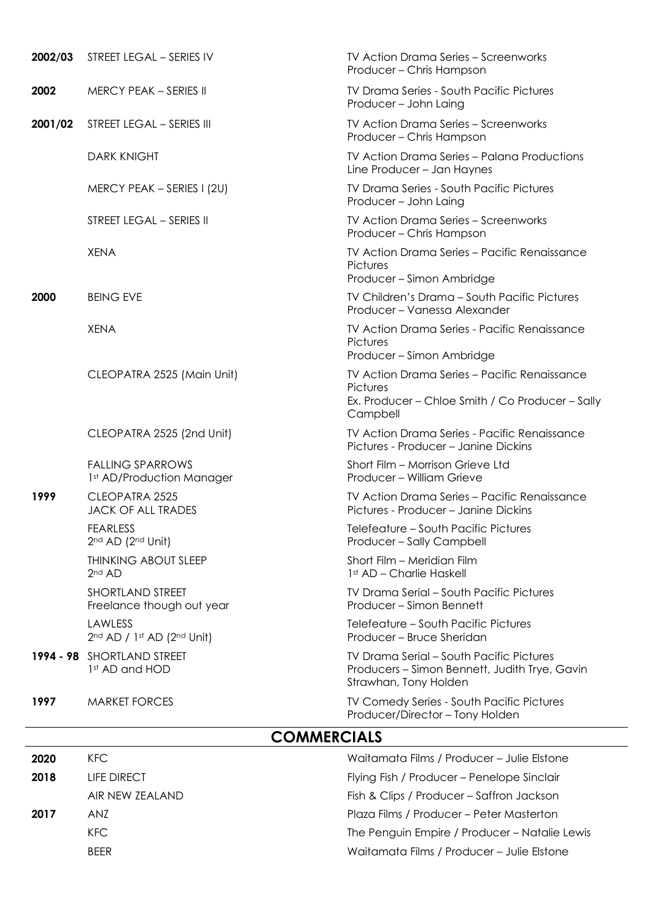| | | |
|---|---|---|
| **2002/03** | STREET LEGAL – SERIES IV | TV Action Drama Series – Screenworks<br>Producer – Chris Hampson |
| **2002** | MERCY PEAK – SERIES II | TV Drama Series - South Pacific Pictures<br>Producer – John Laing |
| **2001/02** | STREET LEGAL – SERIES III | TV Action Drama Series – Screenworks<br>Producer – Chris Hampson |
| | DARK KNIGHT | TV Action Drama Series – Palana Productions<br>Line Producer – Jan Haynes |
| | MERCY PEAK – SERIES I (2U) | TV Drama Series - South Pacific Pictures<br>Producer – John Laing |
| | STREET LEGAL – SERIES II | TV Action Drama Series – Screenworks<br>Producer – Chris Hampson |
| | XENA | TV Action Drama Series – Pacific Renaissance Pictures<br>Producer – Simon Ambridge |
| **2000** | BEING EVE | TV Children's Drama – South Pacific Pictures<br>Producer – Vanessa Alexander |
| | XENA | TV Action Drama Series - Pacific Renaissance Pictures<br>Producer – Simon Ambridge |
| | CLEOPATRA 2525 (Main Unit) | TV Action Drama Series – Pacific Renaissance Pictures<br>Ex. Producer – Chloe Smith / Co Producer – Sally Campbell |
| | CLEOPATRA 2525 (2nd Unit) | TV Action Drama Series - Pacific Renaissance Pictures - Producer – Janine Dickins |
| | FALLING SPARROWS<br>1st AD/Production Manager | Short Film – Morrison Grieve Ltd<br>Producer – William Grieve |
| **1999** | CLEOPATRA 2525<br>JACK OF ALL TRADES | TV Action Drama Series – Pacific Renaissance Pictures - Producer – Janine Dickins |
| | FEARLESS<br>2nd AD (2nd Unit) | Telefeature – South Pacific Pictures<br>Producer – Sally Campbell |
| | THINKING ABOUT SLEEP<br>2nd AD | Short Film – Meridian Film<br>1st AD – Charlie Haskell |
| | SHORTLAND STREET<br>Freelance though out year | TV Drama Serial – South Pacific Pictures<br>Producer – Simon Bennett |
| | LAWLESS<br>2nd AD / 1st AD (2nd Unit) | Telefeature – South Pacific Pictures<br>Producer – Bruce Sheridan |
| **1994 - 98** | SHORTLAND STREET<br>1st AD and HOD | TV Drama Serial – South Pacific Pictures<br>Producers – Simon Bennett, Judith Trye, Gavin Strawhan, Tony Holden |
| **1997** | MARKET FORCES | TV Comedy Series - South Pacific Pictures<br>Producer/Director – Tony Holden |

## COMMERCIALS

| | | |
|---|---|---|
| **2020** | KFC | Waitamata Films / Producer – Julie Elstone |
| **2018** | LIFE DIRECT | Flying Fish / Producer – Penelope Sinclair |
| | AIR NEW ZEALAND | Fish & Clips / Producer – Saffron Jackson |
| **2017** | ANZ | Plaza Films / Producer – Peter Masterton |
| | KFC | The Penguin Empire / Producer – Natalie Lewis |
| | BEER | Waitamata Films / Producer – Julie Elstone |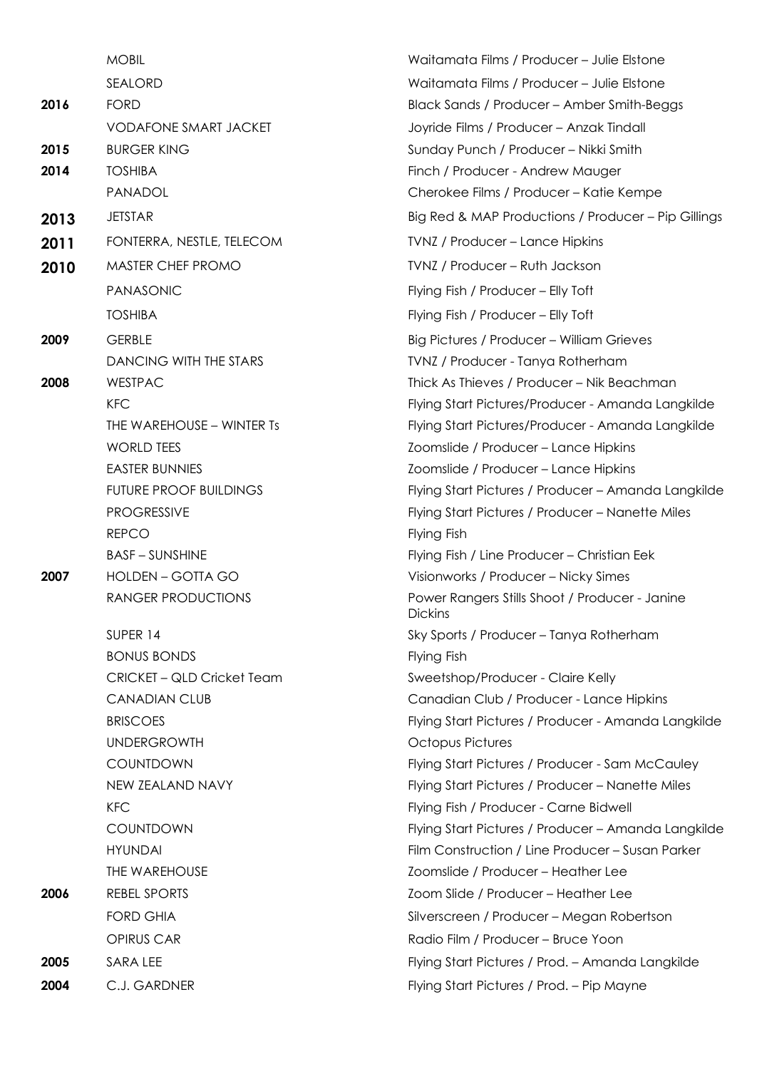| Year | Client | Production Company / Producer |
| --- | --- | --- |
| | MOBIL | Waitamata Films / Producer – Julie Elstone |
| | SEALORD | Waitamata Films / Producer – Julie Elstone |
| **2016** | FORD | Black Sands / Producer – Amber Smith-Beggs |
| | VODAFONE SMART JACKET | Joyride Films / Producer – Anzak Tindall |
| **2015** | BURGER KING | Sunday Punch / Producer – Nikki Smith |
| **2014** | TOSHIBA | Finch / Producer - Andrew Mauger |
| | PANADOL | Cherokee Films / Producer – Katie Kempe |
| **2013** | JETSTAR | Big Red & MAP Productions / Producer – Pip Gillings |
| **2011** | FONTERRA, NESTLE, TELECOM | TVNZ / Producer – Lance Hipkins |
| **2010** | MASTER CHEF PROMO | TVNZ / Producer – Ruth Jackson |
| | PANASONIC | Flying Fish / Producer – Elly Toft |
| | TOSHIBA | Flying Fish / Producer – Elly Toft |
| **2009** | GERBLE | Big Pictures / Producer – William Grieves |
| | DANCING WITH THE STARS | TVNZ / Producer - Tanya Rotherham |
| **2008** | WESTPAC | Thick As Thieves / Producer – Nik Beachman |
| | KFC | Flying Start Pictures/Producer - Amanda Langkilde |
| | THE WAREHOUSE – WINTER Ts | Flying Start Pictures/Producer - Amanda Langkilde |
| | WORLD TEES | Zoomslide / Producer – Lance Hipkins |
| | EASTER BUNNIES | Zoomslide / Producer – Lance Hipkins |
| | FUTURE PROOF BUILDINGS | Flying Start Pictures / Producer – Amanda Langkilde |
| | PROGRESSIVE | Flying Start Pictures / Producer – Nanette Miles |
| | REPCO | Flying Fish |
| | BASF – SUNSHINE | Flying Fish / Line Producer – Christian Eek |
| **2007** | HOLDEN – GOTTA GO | Visionworks / Producer – Nicky Simes |
| | RANGER PRODUCTIONS | Power Rangers Stills Shoot / Producer - Janine Dickins |
| | SUPER 14 | Sky Sports / Producer – Tanya Rotherham |
| | BONUS BONDS | Flying Fish |
| | CRICKET – QLD Cricket Team | Sweetshop/Producer - Claire Kelly |
| | CANADIAN CLUB | Canadian Club / Producer - Lance Hipkins |
| | BRISCOES | Flying Start Pictures / Producer - Amanda Langkilde |
| | UNDERGROWTH | Octopus Pictures |
| | COUNTDOWN | Flying Start Pictures / Producer - Sam McCauley |
| | NEW ZEALAND NAVY | Flying Start Pictures / Producer – Nanette Miles |
| | KFC | Flying Fish / Producer - Carne Bidwell |
| | COUNTDOWN | Flying Start Pictures / Producer – Amanda Langkilde |
| | HYUNDAI | Film Construction / Line Producer – Susan Parker |
| | THE WAREHOUSE | Zoomslide / Producer – Heather Lee |
| **2006** | REBEL SPORTS | Zoom Slide / Producer – Heather Lee |
| | FORD GHIA | Silverscreen / Producer – Megan Robertson |
| | OPIRUS CAR | Radio Film / Producer – Bruce Yoon |
| **2005** | SARA LEE | Flying Start Pictures / Prod. – Amanda Langkilde |
| **2004** | C.J. GARDNER | Flying Start Pictures / Prod. – Pip Mayne |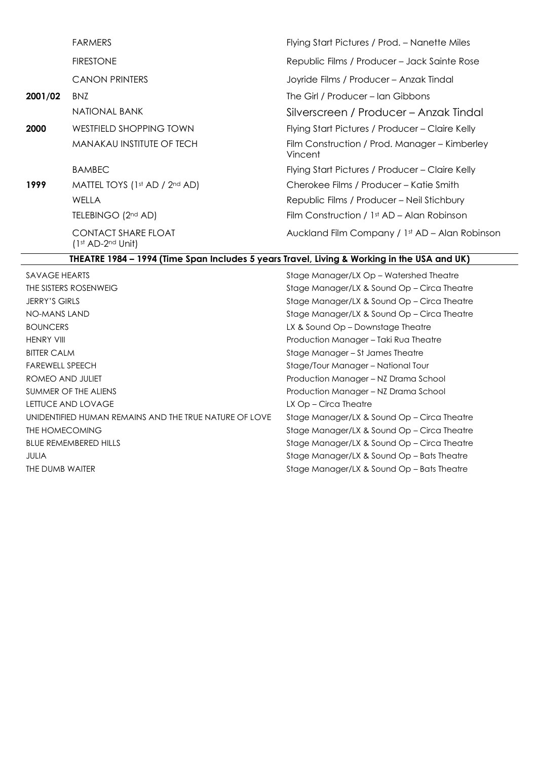| | | |
|---|---|---|
| | FARMERS | Flying Start Pictures / Prod. – Nanette Miles |
| | FIRESTONE | Republic Films / Producer – Jack Sainte Rose |
| | CANON PRINTERS | Joyride Films / Producer – Anzak Tindal |
| **2001/02** | BNZ | The Girl / Producer – Ian Gibbons |
| | NATIONAL BANK | Silverscreen / Producer – Anzak Tindal |
| **2000** | WESTFIELD SHOPPING TOWN | Flying Start Pictures / Producer – Claire Kelly |
| | MANAKAU INSTITUTE OF TECH | Film Construction / Prod. Manager – Kimberley Vincent |
| | BAMBEC | Flying Start Pictures / Producer – Claire Kelly |
| **1999** | MATTEL TOYS (1st AD / 2nd AD) | Cherokee Films / Producer – Katie Smith |
| | WELLA | Republic Films / Producer – Neil Stichbury |
| | TELEBINGO (2nd AD) | Film Construction / 1st AD – Alan Robinson |
| | CONTACT SHARE FLOAT (1st AD-2nd Unit) | Auckland Film Company / 1st AD – Alan Robinson |

**THEATRE 1984 – 1994 (Time Span Includes 5 years Travel, Living & Working in the USA and UK)**

| | |
|---|---|
| SAVAGE HEARTS | Stage Manager/LX Op – Watershed Theatre |
| THE SISTERS ROSENWEIG | Stage Manager/LX & Sound Op – Circa Theatre |
| JERRY'S GIRLS | Stage Manager/LX & Sound Op – Circa Theatre |
| NO-MANS LAND | Stage Manager/LX & Sound Op – Circa Theatre |
| BOUNCERS | LX & Sound Op – Downstage Theatre |
| HENRY VIII | Production Manager – Taki Rua Theatre |
| BITTER CALM | Stage Manager – St James Theatre |
| FAREWELL SPEECH | Stage/Tour Manager – National Tour |
| ROMEO AND JULIET | Production Manager – NZ Drama School |
| SUMMER OF THE ALIENS | Production Manager – NZ Drama School |
| LETTUCE AND LOVAGE | LX Op – Circa Theatre |
| UNIDENTIFIED HUMAN REMAINS AND THE TRUE NATURE OF LOVE | Stage Manager/LX & Sound Op – Circa Theatre |
| THE HOMECOMING | Stage Manager/LX & Sound Op – Circa Theatre |
| BLUE REMEMBERED HILLS | Stage Manager/LX & Sound Op – Circa Theatre |
| JULIA | Stage Manager/LX & Sound Op – Bats Theatre |
| THE DUMB WAITER | Stage Manager/LX & Sound Op – Bats Theatre |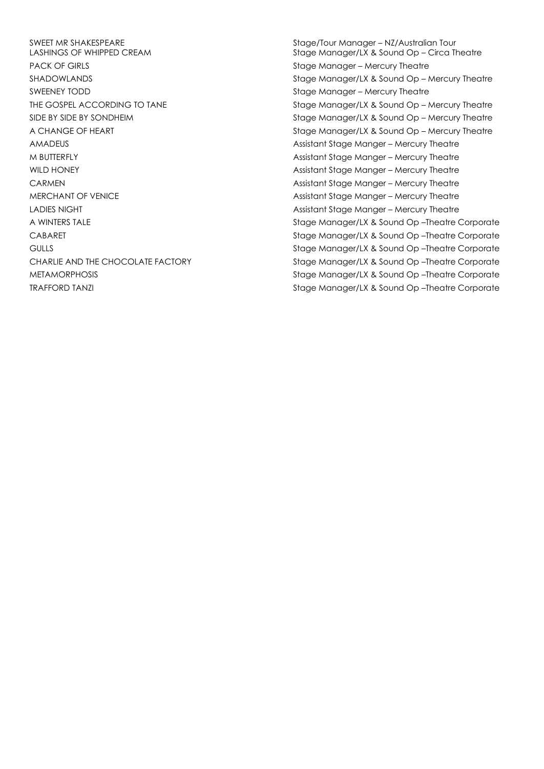| | |
|---|---|
| SWEET MR SHAKESPEARE | Stage/Tour Manager – NZ/Australian Tour |
| LASHINGS OF WHIPPED CREAM | Stage Manager/LX & Sound Op – Circa Theatre |
| PACK OF GIRLS | Stage Manager – Mercury Theatre |
| SHADOWLANDS | Stage Manager/LX & Sound Op – Mercury Theatre |
| SWEENEY TODD | Stage Manager – Mercury Theatre |
| THE GOSPEL ACCORDING TO TANE | Stage Manager/LX & Sound Op – Mercury Theatre |
| SIDE BY SIDE BY SONDHEIM | Stage Manager/LX & Sound Op – Mercury Theatre |
| A CHANGE OF HEART | Stage Manager/LX & Sound Op – Mercury Theatre |
| AMADEUS | Assistant Stage Manger – Mercury Theatre |
| M BUTTERFLY | Assistant Stage Manger – Mercury Theatre |
| WILD HONEY | Assistant Stage Manger – Mercury Theatre |
| CARMEN | Assistant Stage Manger – Mercury Theatre |
| MERCHANT OF VENICE | Assistant Stage Manger – Mercury Theatre |
| LADIES NIGHT | Assistant Stage Manger – Mercury Theatre |
| A WINTERS TALE | Stage Manager/LX & Sound Op –Theatre Corporate |
| CABARET | Stage Manager/LX & Sound Op –Theatre Corporate |
| GULLS | Stage Manager/LX & Sound Op –Theatre Corporate |
| CHARLIE AND THE CHOCOLATE FACTORY | Stage Manager/LX & Sound Op –Theatre Corporate |
| METAMORPHOSIS | Stage Manager/LX & Sound Op –Theatre Corporate |
| TRAFFORD TANZI | Stage Manager/LX & Sound Op –Theatre Corporate |